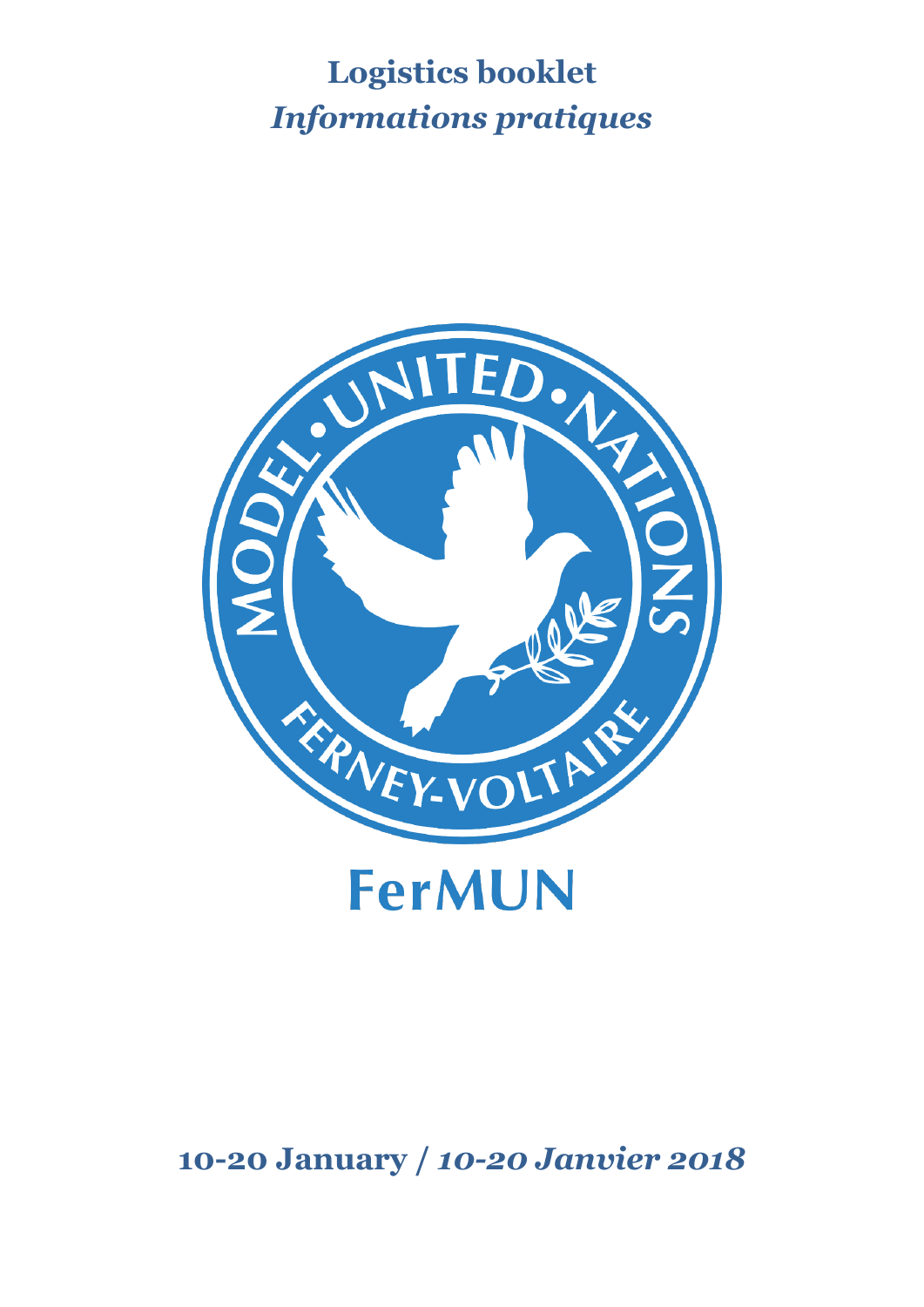# Logistics booklet
# *Informations pratiques*

MODEL • UNITED • NATIONS

FERNEY-VOLTAIRE

FerMUN

**10-20 January /** ***10-20 Janvier 2018***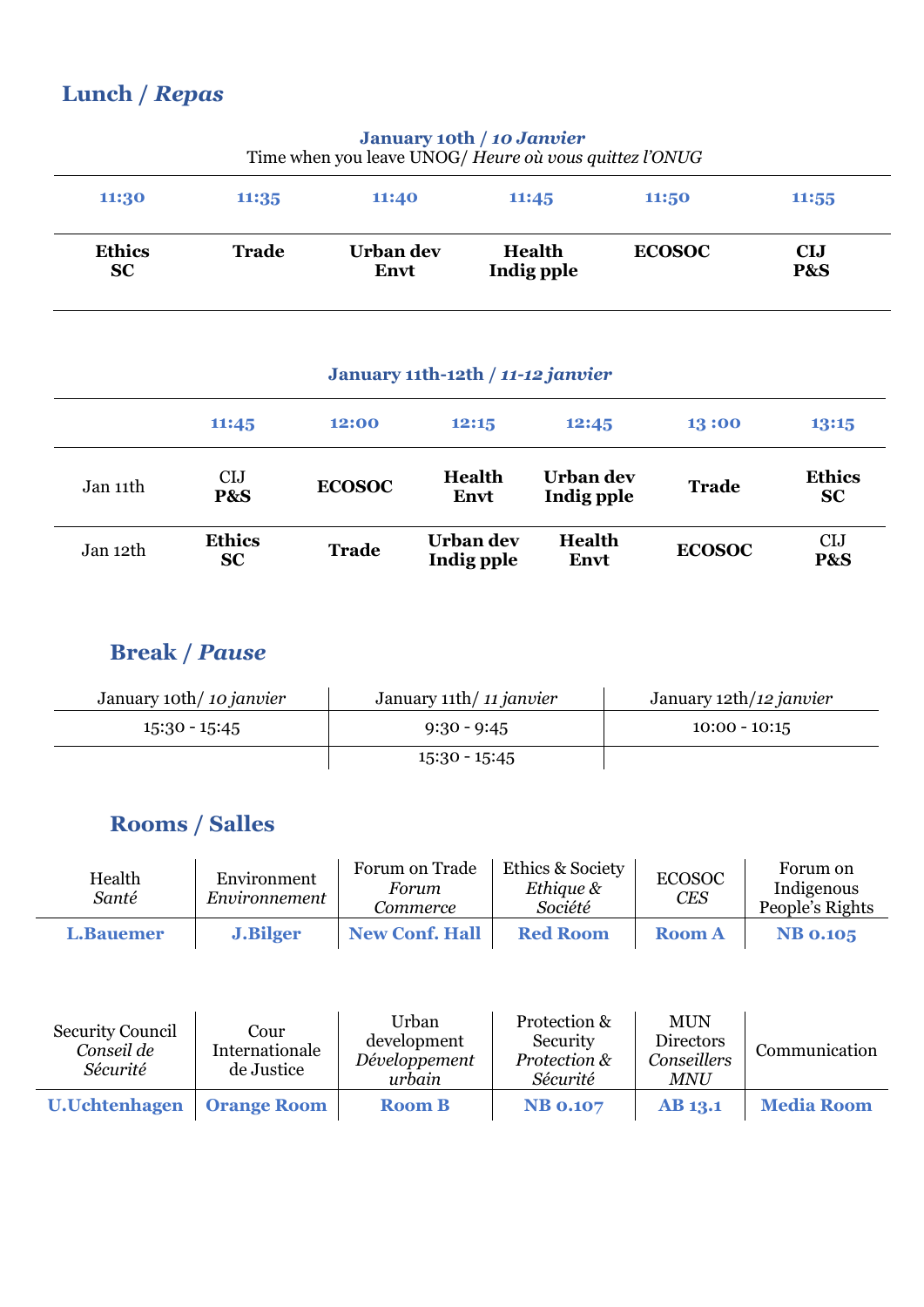## Lunch / *Repas*

**January 10th / *10 Janvier***
Time when you leave UNOG/ *Heure où vous quittez l'ONUG*

| 11:30 | 11:35 | 11:40 | 11:45 | 11:50 | 11:55 |
|---|---|---|---|---|---|
| **Ethics SC** | **Trade** | **Urban dev Envt** | **Health Indig pple** | **ECOSOC** | **CIJ P&S** |

**January 11th-12th / *11-12 janvier***

| | 11:45 | 12:00 | 12:15 | 12:45 | 13 :00 | 13:15 |
|---|---|---|---|---|---|---|
| Jan 11th | CIJ **P&S** | **ECOSOC** | **Health Envt** | **Urban dev Indig pple** | **Trade** | **Ethics SC** |
| Jan 12th | **Ethics SC** | **Trade** | **Urban dev Indig pple** | **Health Envt** | **ECOSOC** | CIJ **P&S** |

## Break / *Pause*

| January 10th/ *10 janvier* | January 11th/ *11 janvier* | January 12th/*12 janvier* |
|---|---|---|
| 15:30 - 15:45 | 9:30 - 9:45 | 10:00 - 10:15 |
| | 15:30 - 15:45 | |

## Rooms / Salles

| Health *Santé* | Environment *Environnement* | Forum on Trade *Forum Commerce* | Ethics & Society *Ethique & Société* | ECOSOC *CES* | Forum on Indigenous People's Rights |
|---|---|---|---|---|---|
| **L.Bauemer** | **J.Bilger** | **New Conf. Hall** | **Red Room** | **Room A** | **NB 0.105** |

| Security Council *Conseil de Sécurité* | Cour Internationale de Justice | Urban development *Développement urbain* | Protection & Security *Protection & Sécurité* | MUN Directors *Conseillers MNU* | Communication |
|---|---|---|---|---|---|
| **U.Uchtenhagen** | **Orange Room** | **Room B** | **NB 0.107** | **AB 13.1** | **Media Room** |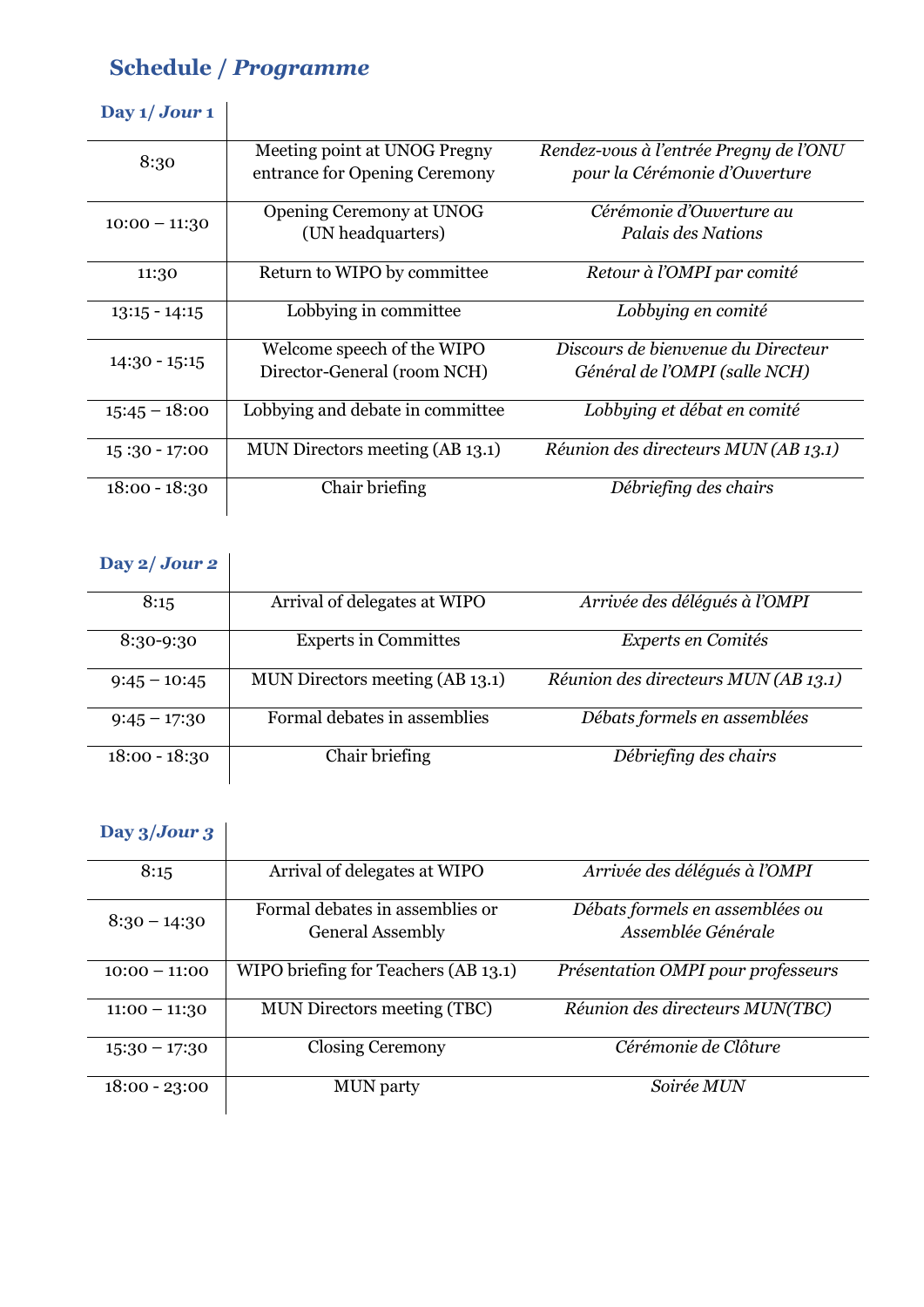# Schedule / *Programme*

### Day 1/ *Jour 1*

| | | |
|---|---|---|
| 8:30 | Meeting point at UNOG Pregny entrance for Opening Ceremony | *Rendez-vous à l'entrée Pregny de l'ONU pour la Cérémonie d'Ouverture* |
| 10:00 – 11:30 | Opening Ceremony at UNOG (UN headquarters) | *Cérémonie d'Ouverture au Palais des Nations* |
| 11:30 | Return to WIPO by committee | *Retour à l'OMPI par comité* |
| 13:15 - 14:15 | Lobbying in committee | *Lobbying en comité* |
| 14:30 - 15:15 | Welcome speech of the WIPO Director-General (room NCH) | *Discours de bienvenue du Directeur Général de l'OMPI (salle NCH)* |
| 15:45 – 18:00 | Lobbying and debate in committee | *Lobbying et débat en comité* |
| 15 :30 - 17:00 | MUN Directors meeting (AB 13.1) | *Réunion des directeurs MUN (AB 13.1)* |
| 18:00 - 18:30 | Chair briefing | *Débriefing des chairs* |

### Day 2/ *Jour 2*

| | | |
|---|---|---|
| 8:15 | Arrival of delegates at WIPO | *Arrivée des délégués à l'OMPI* |
| 8:30-9:30 | Experts in Committes | *Experts en Comités* |
| 9:45 – 10:45 | MUN Directors meeting (AB 13.1) | *Réunion des directeurs MUN (AB 13.1)* |
| 9:45 – 17:30 | Formal debates in assemblies | *Débats formels en assemblées* |
| 18:00 - 18:30 | Chair briefing | *Débriefing des chairs* |

### Day 3/*Jour 3*

| | | |
|---|---|---|
| 8:15 | Arrival of delegates at WIPO | *Arrivée des délégués à l'OMPI* |
| 8:30 – 14:30 | Formal debates in assemblies or General Assembly | *Débats formels en assemblées ou Assemblée Générale* |
| 10:00 – 11:00 | WIPO briefing for Teachers (AB 13.1) | *Présentation OMPI pour professeurs* |
| 11:00 – 11:30 | MUN Directors meeting (TBC) | *Réunion des directeurs MUN(TBC)* |
| 15:30 – 17:30 | Closing Ceremony | *Cérémonie de Clôture* |
| 18:00 - 23:00 | MUN party | *Soirée MUN* |